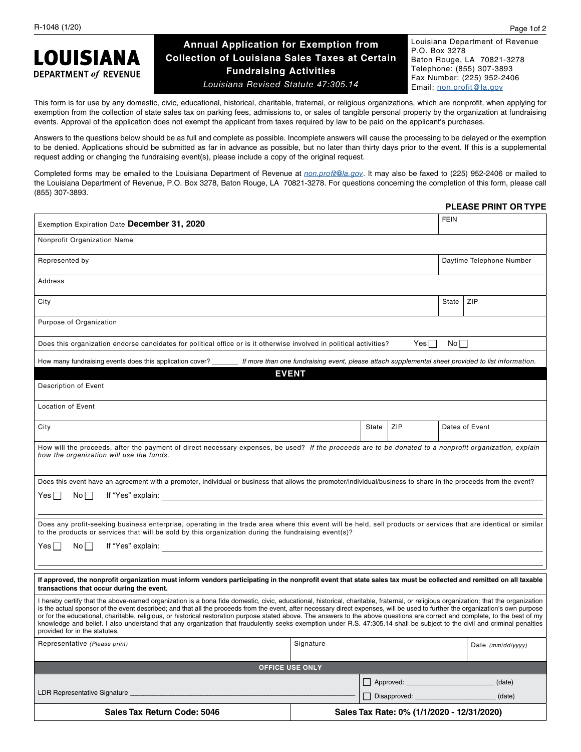R-1048 (1/20)

# LOUISIANA DEPARTMENT *of* REVENUE

## Annual Application for Exemption from Collection of Louisiana Sales Taxes at Certain Fundraising Activities

*Louisiana Revised Statute 47:305.14*

Louisiana Department of Revenue
P.O. Box 3278
Baton Rouge, LA 70821-3278
Telephone: (855) 307-3893
Fax Number: (225) 952-2406
Email: non.profit@la.gov

This form is for use by any domestic, civic, educational, historical, charitable, fraternal, or religious organizations, which are nonprofit, when applying for exemption from the collection of state sales tax on parking fees, admissions to, or sales of tangible personal property by the organization at fundraising events. Approval of the application does not exempt the applicant from taxes required by law to be paid on the applicant's purchases.

Answers to the questions below should be as full and complete as possible. Incomplete answers will cause the processing to be delayed or the exemption to be denied. Applications should be submitted as far in advance as possible, but no later than thirty days prior to the event. If this is a supplemental request adding or changing the fundraising event(s), please include a copy of the original request.

Completed forms may be emailed to the Louisiana Department of Revenue at *non.profit@la.gov*. It may also be faxed to (225) 952-2406 or mailed to the Louisiana Department of Revenue, P.O. Box 3278, Baton Rouge, LA 70821-3278. For questions concerning the completion of this form, please call (855) 307-3893.

**PLEASE PRINT OR TYPE**

Exemption Expiration Date **December 31, 2020** | FEIN

Nonprofit Organization Name

Represented by | Daytime Telephone Number

Address

City | State | ZIP

Purpose of Organization

Does this organization endorse candidates for political office or is it otherwise involved in political activities? Yes ☐ No ☐

How many fundraising events does this application cover? _______ *If more than one fundraising event, please attach supplemental sheet provided to list information.*

### EVENT

Description of Event

Location of Event

City | State | ZIP | Dates of Event

How will the proceeds, after the payment of direct necessary expenses, be used? *If the proceeds are to be donated to a nonprofit organization, explain how the organization will use the funds.*

Does this event have an agreement with a promoter, individual or business that allows the promoter/individual/business to share in the proceeds from the event?

Yes ☐ No ☐ If "Yes" explain: ____________________

Does any profit-seeking business enterprise, operating in the trade area where this event will be held, sell products or services that are identical or similar to the products or services that will be sold by this organization during the fundraising event(s)?

Yes ☐ No ☐ If "Yes" explain: ____________________

**If approved, the nonprofit organization must inform vendors participating in the nonprofit event that state sales tax must be collected and remitted on all taxable transactions that occur during the event.**

I hereby certify that the above-named organization is a bona fide domestic, civic, educational, historical, charitable, fraternal, or religious organization; that the organization is the actual sponsor of the event described; and that all the proceeds from the event, after necessary direct expenses, will be used to further the organization's own purpose or for the educational, charitable, religious, or historical restoration purpose stated above. The answers to the above questions are correct and complete, to the best of my knowledge and belief. I also understand that any organization that fraudulently seeks exemption under R.S. 47:305.14 shall be subject to the civil and criminal penalties provided for in the statutes.

Representative *(Please print)* | Signature | Date *(mm/dd/yyyy)*

**OFFICE USE ONLY**

LDR Representative Signature ____________________

☐ Approved: ____________ (date)

☐ Disapproved: ____________ (date)

| **Sales Tax Return Code: 5046** | **Sales Tax Rate: 0% (1/1/2020 - 12/31/2020)** |
|---|---|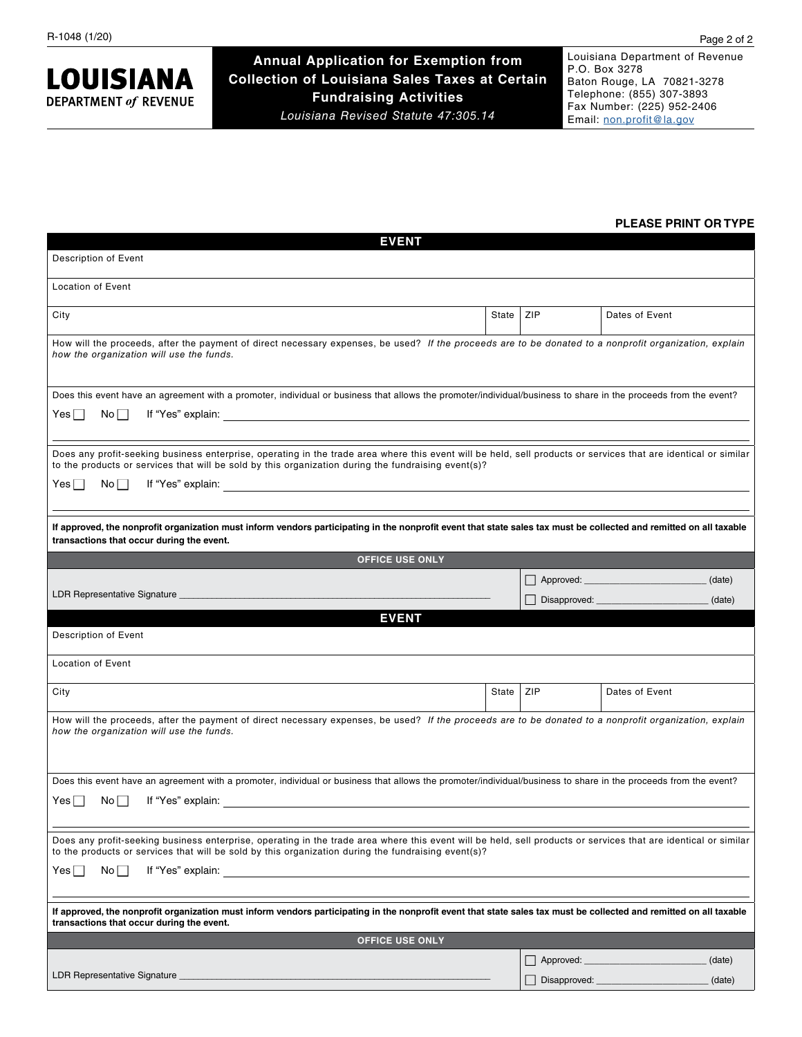R-1048 (1/20)

**LOUISIANA DEPARTMENT *of* REVENUE**

## Annual Application for Exemption from Collection of Louisiana Sales Taxes at Certain Fundraising Activities

*Louisiana Revised Statute 47:305.14*

Louisiana Department of Revenue
P.O. Box 3278
Baton Rouge, LA 70821-3278
Telephone: (855) 307-3893
Fax Number: (225) 952-2406
Email: non.profit@la.gov

**PLEASE PRINT OR TYPE**

### EVENT

Description of Event

Location of Event

| City | State | ZIP | Dates of Event |
|---|---|---|---|
| | | | |

How will the proceeds, after the payment of direct necessary expenses, be used? *If the proceeds are to be donated to a nonprofit organization, explain how the organization will use the funds.*

Does this event have an agreement with a promoter, individual or business that allows the promoter/individual/business to share in the proceeds from the event?

Yes ☐ No ☐ If "Yes" explain: ____________________

Does any profit-seeking business enterprise, operating in the trade area where this event will be held, sell products or services that are identical or similar to the products or services that will be sold by this organization during the fundraising event(s)?

Yes ☐ No ☐ If "Yes" explain: ____________________

**If approved, the nonprofit organization must inform vendors participating in the nonprofit event that state sales tax must be collected and remitted on all taxable transactions that occur during the event.**

**OFFICE USE ONLY**

LDR Representative Signature ____________________

☐ Approved: ____________ (date)

☐ Disapproved: ____________ (date)

### EVENT

Description of Event

Location of Event

| City | State | ZIP | Dates of Event |
|---|---|---|---|
| | | | |

How will the proceeds, after the payment of direct necessary expenses, be used? *If the proceeds are to be donated to a nonprofit organization, explain how the organization will use the funds.*

Does this event have an agreement with a promoter, individual or business that allows the promoter/individual/business to share in the proceeds from the event?

Yes ☐ No ☐ If "Yes" explain: ____________________

Does any profit-seeking business enterprise, operating in the trade area where this event will be held, sell products or services that are identical or similar to the products or services that will be sold by this organization during the fundraising event(s)?

Yes ☐ No ☐ If "Yes" explain: ____________________

**If approved, the nonprofit organization must inform vendors participating in the nonprofit event that state sales tax must be collected and remitted on all taxable transactions that occur during the event.**

**OFFICE USE ONLY**

LDR Representative Signature ____________________

☐ Approved: ____________ (date)

☐ Disapproved: ____________ (date)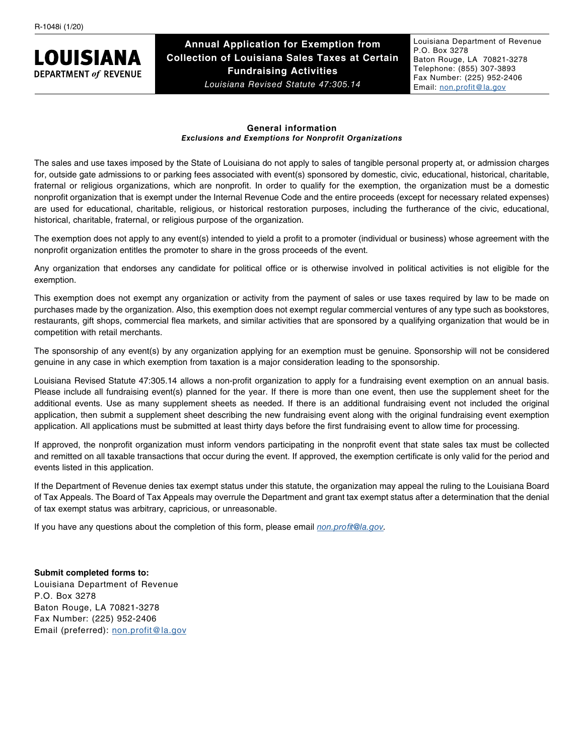R-1048i (1/20)

**LOUISIANA DEPARTMENT *of* REVENUE**

# Annual Application for Exemption from Collection of Louisiana Sales Taxes at Certain Fundraising Activities

*Louisiana Revised Statute 47:305.14*

Louisiana Department of Revenue
P.O. Box 3278
Baton Rouge, LA 70821-3278
Telephone: (855) 307-3893
Fax Number: (225) 952-2406
Email: non.profit@la.gov

## General information

***Exclusions and Exemptions for Nonprofit Organizations***

The sales and use taxes imposed by the State of Louisiana do not apply to sales of tangible personal property at, or admission charges for, outside gate admissions to or parking fees associated with event(s) sponsored by domestic, civic, educational, historical, charitable, fraternal or religious organizations, which are nonprofit. In order to qualify for the exemption, the organization must be a domestic nonprofit organization that is exempt under the Internal Revenue Code and the entire proceeds (except for necessary related expenses) are used for educational, charitable, religious, or historical restoration purposes, including the furtherance of the civic, educational, historical, charitable, fraternal, or religious purpose of the organization.

The exemption does not apply to any event(s) intended to yield a profit to a promoter (individual or business) whose agreement with the nonprofit organization entitles the promoter to share in the gross proceeds of the event.

Any organization that endorses any candidate for political office or is otherwise involved in political activities is not eligible for the exemption.

This exemption does not exempt any organization or activity from the payment of sales or use taxes required by law to be made on purchases made by the organization. Also, this exemption does not exempt regular commercial ventures of any type such as bookstores, restaurants, gift shops, commercial flea markets, and similar activities that are sponsored by a qualifying organization that would be in competition with retail merchants.

The sponsorship of any event(s) by any organization applying for an exemption must be genuine. Sponsorship will not be considered genuine in any case in which exemption from taxation is a major consideration leading to the sponsorship.

Louisiana Revised Statute 47:305.14 allows a non-profit organization to apply for a fundraising event exemption on an annual basis. Please include all fundraising event(s) planned for the year. If there is more than one event, then use the supplement sheet for the additional events. Use as many supplement sheets as needed. If there is an additional fundraising event not included the original application, then submit a supplement sheet describing the new fundraising event along with the original fundraising event exemption application. All applications must be submitted at least thirty days before the first fundraising event to allow time for processing.

If approved, the nonprofit organization must inform vendors participating in the nonprofit event that state sales tax must be collected and remitted on all taxable transactions that occur during the event. If approved, the exemption certificate is only valid for the period and events listed in this application.

If the Department of Revenue denies tax exempt status under this statute, the organization may appeal the ruling to the Louisiana Board of Tax Appeals. The Board of Tax Appeals may overrule the Department and grant tax exempt status after a determination that the denial of tax exempt status was arbitrary, capricious, or unreasonable.

If you have any questions about the completion of this form, please email *non.profit@la.gov*.

**Submit completed forms to:**
Louisiana Department of Revenue
P.O. Box 3278
Baton Rouge, LA 70821-3278
Fax Number: (225) 952-2406
Email (preferred): non.profit@la.gov